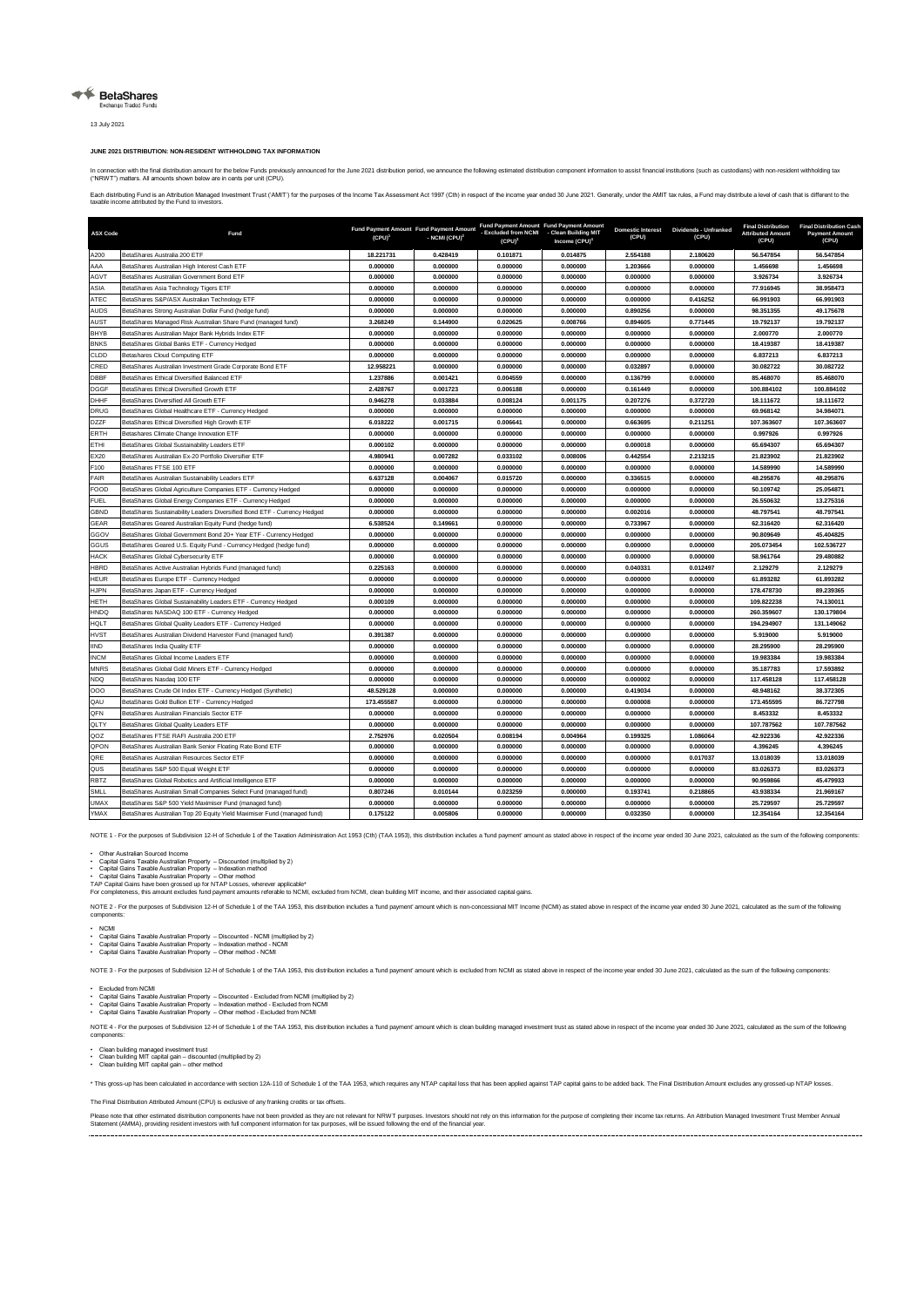BetaShares
Exchange Traded Funds

13 July 2021

**JUNE 2021 DISTRIBUTION: NON-RESIDENT WITHHOLDING TAX INFORMATION**

In connection with the final distribution amount for the below Funds previously announced for the June 2021 distribution period, we announce the following estimated distribution component information to assist financial institutions (such as custodians) with non-resident withholding tax ("NRWT") matters. All amounts shown below are in cents per unit (CPU).

Each distributing Fund is an Attribution Managed Investment Trust ('AMIT') for the purposes of the Income Tax Assessment Act 1997 (Cth) in respect of the income year ended 30 June 2021. Generally, under the AMIT tax rules, a Fund may distribute a level of cash that is different to the taxable income attributed by the Fund to investors.

| ASX Code | Fund | Fund Payment Amount (CPU)[1] | Fund Payment Amount - NCMI (CPU)[2] | Fund Payment Amount - Excluded from NCMI (CPU)[3] | Fund Payment Amount - Clean Building MIT Income (CPU)[4] | Domestic Interest (CPU) | Dividends - Unfranked (CPU) | Final Distribution Attributed Amount (CPU) | Final Distribution Cash Payment Amount (CPU) |
|---|---|---|---|---|---|---|---|---|---|
| A200 | BetaShares Australia 200 ETF | 18.221731 | 0.428419 | 0.101871 | 0.014875 | 2.554188 | 2.180620 | 56.547854 | 56.547854 |
| AAA | BetaShares Australian High Interest Cash ETF | 0.000000 | 0.000000 | 0.000000 | 0.000000 | 1.203666 | 0.000000 | 1.456698 | 1.456698 |
| AGVT | BetaShares Australian Government Bond ETF | 0.000000 | 0.000000 | 0.000000 | 0.000000 | 0.000000 | 0.000000 | 3.926734 | 3.926734 |
| ASIA | BetaShares Asia Technology Tigers ETF | 0.000000 | 0.000000 | 0.000000 | 0.000000 | 0.000000 | 0.000000 | 77.916945 | 38.958473 |
| ATEC | BetaShares S&P/ASX Australian Technology ETF | 0.000000 | 0.000000 | 0.000000 | 0.000000 | 0.000000 | 0.416252 | 66.991903 | 66.991903 |
| AUDS | BetaShares Strong Australian Dollar Fund (hedge fund) | 0.000000 | 0.000000 | 0.000000 | 0.000000 | 0.890256 | 0.000000 | 98.351355 | 49.175678 |
| AUST | BetaShares Managed Risk Australian Share Fund (managed fund) | 3.268249 | 0.144900 | 0.020625 | 0.008766 | 0.894605 | 0.771445 | 19.792137 | 19.792137 |
| BHYB | BetaShares Australian Major Bank Hybrids Index ETF | 0.000000 | 0.000000 | 0.000000 | 0.000000 | 0.000000 | 0.000000 | 2.000770 | 2.000770 |
| BNKS | BetaShares Global Banks ETF - Currency Hedged | 0.000000 | 0.000000 | 0.000000 | 0.000000 | 0.000000 | 0.000000 | 18.419387 | 18.419387 |
| CLDD | Betashares Cloud Computing ETF | 0.000000 | 0.000000 | 0.000000 | 0.000000 | 0.000000 | 0.000000 | 6.837213 | 6.837213 |
| CRED | BetaShares Australian Investment Grade Corporate Bond ETF | 12.958221 | 0.000000 | 0.000000 | 0.000000 | 0.032897 | 0.000000 | 30.082722 | 30.082722 |
| DBBF | BetaShares Ethical Diversified Balanced ETF | 1.237886 | 0.001421 | 0.004559 | 0.000000 | 0.136799 | 0.000000 | 85.468070 | 85.468070 |
| DGGF | BetaShares Ethical Diversified Growth ETF | 2.428767 | 0.001723 | 0.006188 | 0.000000 | 0.161449 | 0.000000 | 100.884102 | 100.884102 |
| DHHF | BetaShares Diversified All Growth ETF | 0.946278 | 0.033884 | 0.008124 | 0.001175 | 0.207276 | 0.372720 | 18.111672 | 18.111672 |
| DRUG | BetaShares Global Healthcare ETF - Currency Hedged | 0.000000 | 0.000000 | 0.000000 | 0.000000 | 0.000000 | 0.000000 | 69.968142 | 34.984071 |
| DZZF | BetaShares Ethical Diversified High Growth ETF | 6.018222 | 0.001715 | 0.006641 | 0.000000 | 0.663695 | 0.211251 | 107.363607 | 107.363607 |
| ERTH | Betashares Climate Change Innovation ETF | 0.000000 | 0.000000 | 0.000000 | 0.000000 | 0.000000 | 0.000000 | 0.997926 | 0.997926 |
| ETHI | BetaShares Global Sustainability Leaders ETF | 0.000102 | 0.000000 | 0.000000 | 0.000000 | 0.000018 | 0.000000 | 65.694307 | 65.694307 |
| EX20 | BetaShares Australian Ex-20 Portfolio Diversifier ETF | 4.980941 | 0.007282 | 0.033102 | 0.008006 | 0.442554 | 2.213215 | 21.823902 | 21.823902 |
| F100 | Betashares FTSE 100 ETF | 0.000000 | 0.000000 | 0.000000 | 0.000000 | 0.000000 | 0.000000 | 14.589990 | 14.589990 |
| FAIR | BetaShares Australian Sustainability Leaders ETF | 6.637128 | 0.004067 | 0.015720 | 0.000000 | 0.336515 | 0.000000 | 48.295876 | 48.295876 |
| FOOD | BetaShares Global Agriculture Companies ETF - Currency Hedged | 0.000000 | 0.000000 | 0.000000 | 0.000000 | 0.000000 | 0.000000 | 50.109742 | 25.054871 |
| FUEL | BetaShares Global Energy Companies ETF - Currency Hedged | 0.000000 | 0.000000 | 0.000000 | 0.000000 | 0.000000 | 0.000000 | 26.550632 | 13.275316 |
| GBND | BetaShares Sustainability Leaders Diversified Bond ETF - Currency Hedged | 0.000000 | 0.000000 | 0.000000 | 0.000000 | 0.002016 | 0.000000 | 48.797541 | 48.797541 |
| GEAR | BetaShares Geared Australian Equity Fund (hedge fund) | 6.538524 | 0.149661 | 0.000000 | 0.000000 | 0.733967 | 0.000000 | 62.316420 | 62.316420 |
| GGOV | BetaShares Global Government Bond 20+ Year ETF - Currency Hedged | 0.000000 | 0.000000 | 0.000000 | 0.000000 | 0.000000 | 0.000000 | 90.809649 | 45.404825 |
| GGUS | BetaShares Geared U.S. Equity Fund - Currency Hedged (hedge fund) | 0.000000 | 0.000000 | 0.000000 | 0.000000 | 0.000000 | 0.000000 | 205.073454 | 102.536727 |
| HACK | BetaShares Global Cybersecurity ETF | 0.000000 | 0.000000 | 0.000000 | 0.000000 | 0.000000 | 0.000000 | 58.961764 | 29.480882 |
| HBRD | BetaShares Active Australian Hybrids Fund (managed fund) | 0.225163 | 0.000000 | 0.000000 | 0.000000 | 0.040331 | 0.012497 | 2.129279 | 2.129279 |
| HEUR | BetaShares Europe ETF - Currency Hedged | 0.000000 | 0.000000 | 0.000000 | 0.000000 | 0.000000 | 0.000000 | 61.893282 | 61.893282 |
| HJPN | BetaShares Japan ETF - Currency Hedged | 0.000000 | 0.000000 | 0.000000 | 0.000000 | 0.000000 | 0.000000 | 178.478730 | 89.239365 |
| HETH | BetaShares Global Sustainability Leaders ETF - Currency Hedged | 0.000109 | 0.000000 | 0.000000 | 0.000000 | 0.000000 | 0.000000 | 109.822238 | 74.130011 |
| HNDQ | BetaShares NASDAQ 100 ETF - Currency Hedged | 0.000000 | 0.000000 | 0.000000 | 0.000000 | 0.000000 | 0.000000 | 260.359607 | 130.179804 |
| HQLT | BetaShares Global Quality Leaders ETF - Currency Hedged | 0.000000 | 0.000000 | 0.000000 | 0.000000 | 0.000000 | 0.000000 | 194.294907 | 131.149062 |
| HVST | BetaShares Australian Dividend Harvester Fund (managed fund) | 0.391387 | 0.000000 | 0.000000 | 0.000000 | 0.000000 | 0.000000 | 5.919000 | 5.919000 |
| IIND | BetaShares India Quality ETF | 0.000000 | 0.000000 | 0.000000 | 0.000000 | 0.000000 | 0.000000 | 28.295900 | 28.295900 |
| INCM | BetaShares Global Income Leaders ETF | 0.000000 | 0.000000 | 0.000000 | 0.000000 | 0.000000 | 0.000000 | 19.983384 | 19.983384 |
| MNRS | BetaShares Global Gold Miners ETF - Currency Hedged | 0.000000 | 0.000000 | 0.000000 | 0.000000 | 0.000000 | 0.000000 | 35.187783 | 17.593892 |
| NDQ | BetaShares Nasdaq 100 ETF | 0.000000 | 0.000000 | 0.000000 | 0.000000 | 0.000002 | 0.000000 | 117.458128 | 117.458128 |
| OOO | BetaShares Crude Oil Index ETF - Currency Hedged (Synthetic) | 48.529128 | 0.000000 | 0.000000 | 0.000000 | 0.419034 | 0.000000 | 48.948162 | 38.372305 |
| QAU | BetaShares Gold Bullion ETF - Currency Hedged | 173.455587 | 0.000000 | 0.000000 | 0.000000 | 0.000008 | 0.000000 | 173.455595 | 86.727798 |
| QFN | BetaShares Australian Financials Sector ETF | 0.000000 | 0.000000 | 0.000000 | 0.000000 | 0.000000 | 0.000000 | 8.453332 | 8.453332 |
| QLTY | BetaShares Global Quality Leaders ETF | 0.000000 | 0.000000 | 0.000000 | 0.000000 | 0.000000 | 0.000000 | 107.787562 | 107.787562 |
| QOZ | BetaShares FTSE RAFI Australia 200 ETF | 2.752976 | 0.020504 | 0.008194 | 0.004964 | 0.199325 | 1.086064 | 42.922336 | 42.922336 |
| QPON | BetaShares Australian Bank Senior Floating Rate Bond ETF | 0.000000 | 0.000000 | 0.000000 | 0.000000 | 0.000000 | 0.000000 | 4.396245 | 4.396245 |
| QRE | BetaShares Australian Resources Sector ETF | 0.000000 | 0.000000 | 0.000000 | 0.000000 | 0.000000 | 0.017037 | 13.018039 | 13.018039 |
| QUS | BetaShares S&P 500 Equal Weight ETF | 0.000000 | 0.000000 | 0.000000 | 0.000000 | 0.000000 | 0.000000 | 83.026373 | 83.026373 |
| RBTZ | BetaShares Global Robotics and Artificial Intelligence ETF | 0.000000 | 0.000000 | 0.000000 | 0.000000 | 0.000000 | 0.000000 | 90.959866 | 45.479933 |
| SMLL | BetaShares Australian Small Companies Select Fund (managed fund) | 0.807246 | 0.010144 | 0.023259 | 0.000000 | 0.193741 | 0.218865 | 43.938334 | 21.969167 |
| UMAX | BetaShares S&P 500 Yield Maximiser Fund (managed fund) | 0.000000 | 0.000000 | 0.000000 | 0.000000 | 0.000000 | 0.000000 | 25.729597 | 25.729597 |
| YMAX | BetaShares Australian Top 20 Equity Yield Maximiser Fund (managed fund) | 0.175122 | 0.005806 | 0.000000 | 0.000000 | 0.032350 | 0.000000 | 12.354164 | 12.354164 |

NOTE 1 - For the purposes of Subdivision 12-H of Schedule 1 of the Taxation Administration Act 1953 (Cth) (TAA 1953), this distribution includes a 'fund payment' amount as stated above in respect of the income year ended 30 June 2021, calculated as the sum of the following components:

- Other Australian Sourced Income
- Capital Gains Taxable Australian Property – Discounted (multiplied by 2)
- Capital Gains Taxable Australian Property – Indexation method
- Capital Gains Taxable Australian Property – Other method

TAP Capital Gains have been grossed up for NTAP Losses, wherever applicable*
For completeness, this amount excludes fund payment amounts referable to NCMI, excluded from NCMI, clean building MIT income, and their associated capital gains.

NOTE 2 - For the purposes of Subdivision 12-H of Schedule 1 of the TAA 1953, this distribution includes a 'fund payment' amount which is non-concessional MIT Income (NCMI) as stated above in respect of the income year ended 30 June 2021, calculated as the sum of the following components:

- NCMI
- Capital Gains Taxable Australian Property – Discounted - NCMI (multiplied by 2)
- Capital Gains Taxable Australian Property – Indexation method - NCMI
- Capital Gains Taxable Australian Property – Other method - NCMI

NOTE 3 - For the purposes of Subdivision 12-H of Schedule 1 of the TAA 1953, this distribution includes a 'fund payment' amount which is excluded from NCMI as stated above in respect of the income year ended 30 June 2021, calculated as the sum of the following components:

- Excluded from NCMI
- Capital Gains Taxable Australian Property – Discounted - Excluded from NCMI (multiplied by 2)
- Capital Gains Taxable Australian Property – Indexation method - Excluded from NCMI
- Capital Gains Taxable Australian Property – Other method - Excluded from NCMI

NOTE 4 - For the purposes of Subdivision 12-H of Schedule 1 of the TAA 1953, this distribution includes a 'fund payment' amount which is clean building managed investment trust as stated above in respect of the income year ended 30 June 2021, calculated as the sum of the following components:

- Clean building managed investment trust
- Clean building MIT capital gain – discounted (multiplied by 2)
- Clean building MIT capital gain – other method

* This gross-up has been calculated in accordance with section 12A-110 of Schedule 1 of the TAA 1953, which requires any NTAP capital loss that has been applied against TAP capital gains to be added back. The Final Distribution Amount excludes any grossed-up NTAP losses.

The Final Distribution Attributed Amount (CPU) is exclusive of any franking credits or tax offsets.

Please note that other estimated distribution components have not been provided as they are not relevant for NRWT purposes. Investors should not rely on this information for the purpose of completing their income tax returns. An Attribution Managed Investment Trust Member Annual Statement (AMMA), providing resident investors with full component information for tax purposes, will be issued following the end of the financial year.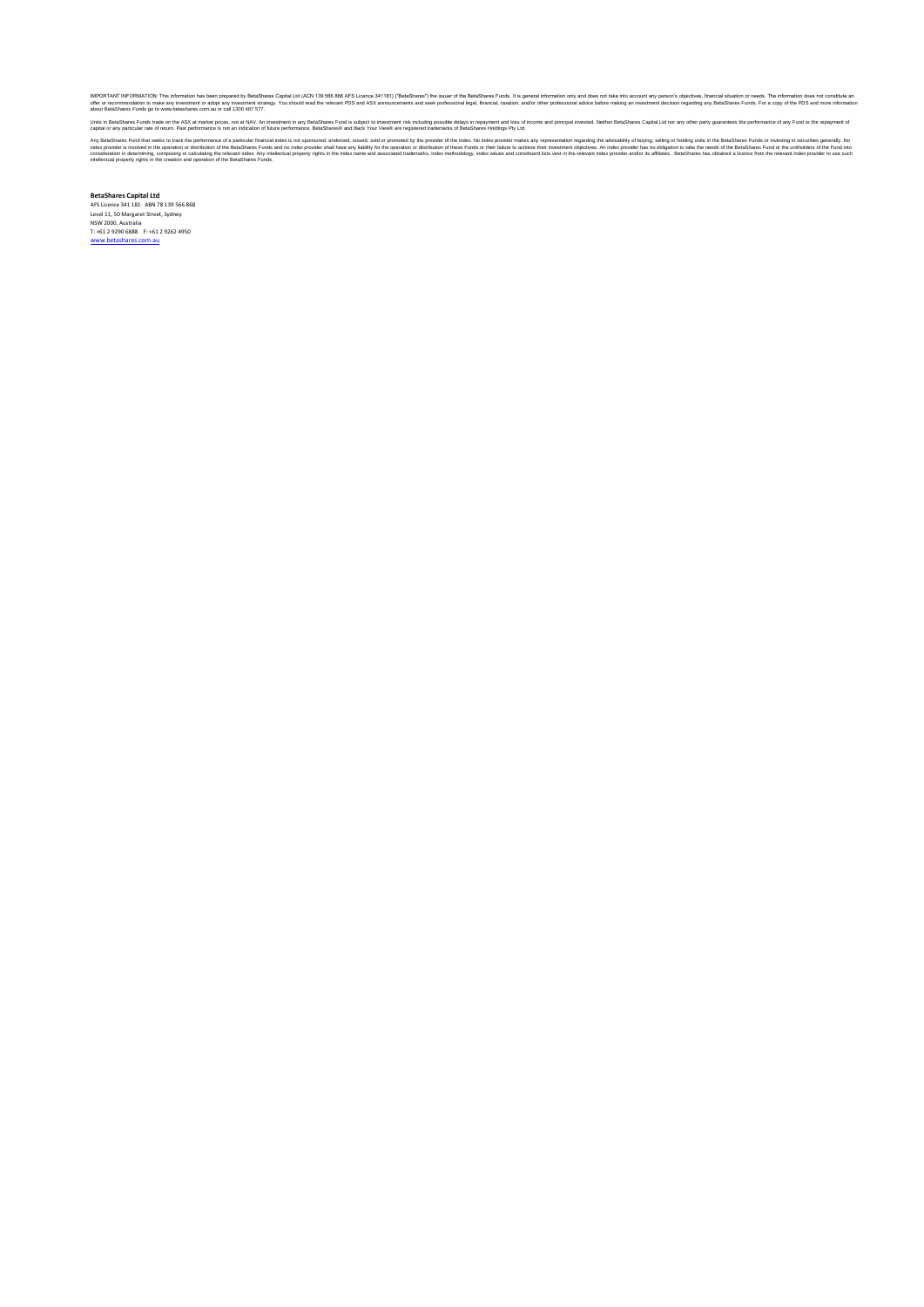IMPORTANT INFORMATION: This information has been prepared by BetaShares Capital Ltd (ACN 139 566 868 AFS Licence 341181) ("BetaShares") the issuer of the BetaShares Funds. It is general information only and does not take into account any person's objectives, financial situation or needs. The information does not constitute an offer or recommendation to make any investment or adopt any investment strategy. You should read the relevant PDS and ASX announcements and seek professional legal, financial, taxation, and/or other professional advice before making an investment decision regarding any BetaShares Funds. For a copy of the PDS and more information about BetaShares Funds go to www.betashares.com.au or call 1300 487 577.

Units in BetaShares Funds trade on the ASX at market prices, not at NAV. An investment in any BetaShares Fund is subject to investment risk including possible delays in repayment and loss of income and principal invested. Neither BetaShares Capital Ltd nor any other party guarantees the performance of any Fund or the repayment of capital or any particular rate of return. Past performance is not an indication of future performance. BetaShares® and Back Your View® are registered trademarks of BetaShares Holdings Pty Ltd.

Any BetaShares Fund that seeks to track the performance of a particular financial index is not sponsored, endorsed, issued, sold or promoted by the provider of the index. No index provider makes any representation regarding the advisability of buying, selling or holding units in the BetaShares Funds or investing in securities generally. No index provider is involved in the operation or distribution of the BetaShares Funds and no index provider shall have any liability for the operation or distribution of these Funds or their failure to achieve their investment objectives. An index provider has no obligation to take the needs of the BetaShares Fund or the unitholders of the Fund into consideration in determining, composing or calculating the relevant index. Any intellectual property rights in the index name and associated trademarks, index methodology, index values and constituent lists vest in the relevant index provider and/or its affiliates. BetaShares has obtained a licence from the relevant index provider to use such intellectual property rights in the creation and operation of the BetaShares Funds.

**BetaShares Capital Ltd**
AFS Licence 341 181 ABN 78 139 566 868
Level 11, 50 Margaret Street, Sydney
NSW 2000, Australia
T: +61 2 9290 6888 F: +61 2 9262 4950
www.betashares.com.au